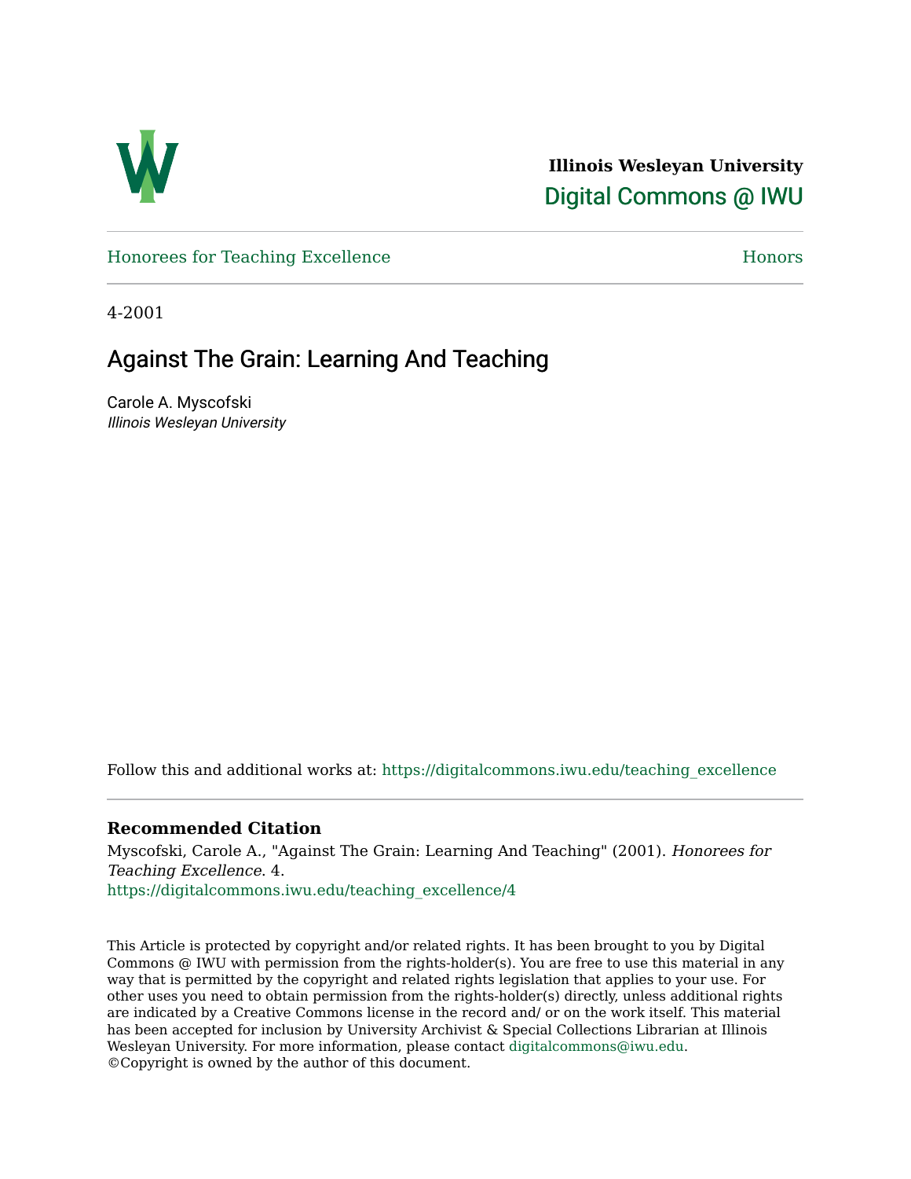**Illinois Wesleyan University**

Digital Commons @ IWU

Honorees for Teaching Excellence | Honors

4-2001

# Against The Grain: Learning And Teaching

Carole A. Myscofski

*Illinois Wesleyan University*

Follow this and additional works at: https://digitalcommons.iwu.edu/teaching_excellence

### Recommended Citation

Myscofski, Carole A., "Against The Grain: Learning And Teaching" (2001). *Honorees for Teaching Excellence*. 4.
https://digitalcommons.iwu.edu/teaching_excellence/4

This Article is protected by copyright and/or related rights. It has been brought to you by Digital Commons @ IWU with permission from the rights-holder(s). You are free to use this material in any way that is permitted by the copyright and related rights legislation that applies to your use. For other uses you need to obtain permission from the rights-holder(s) directly, unless additional rights are indicated by a Creative Commons license in the record and/ or on the work itself. This material has been accepted for inclusion by University Archivist & Special Collections Librarian at Illinois Wesleyan University. For more information, please contact digitalcommons@iwu.edu.
©Copyright is owned by the author of this document.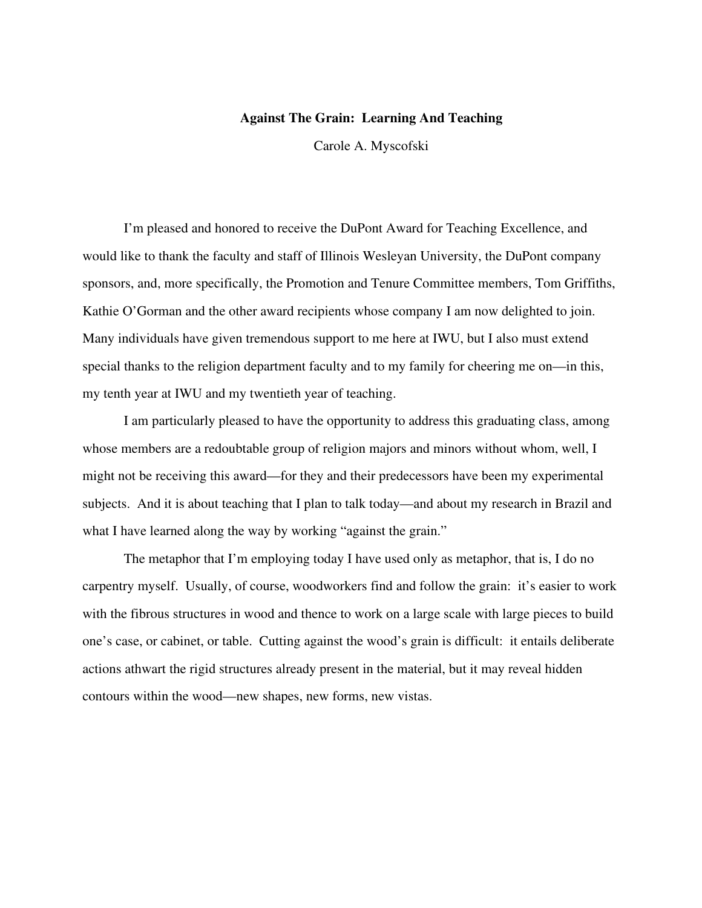**Against The Grain: Learning And Teaching**

Carole A. Myscofski

I'm pleased and honored to receive the DuPont Award for Teaching Excellence, and would like to thank the faculty and staff of Illinois Wesleyan University, the DuPont company sponsors, and, more specifically, the Promotion and Tenure Committee members, Tom Griffiths, Kathie O'Gorman and the other award recipients whose company I am now delighted to join. Many individuals have given tremendous support to me here at IWU, but I also must extend special thanks to the religion department faculty and to my family for cheering me on—in this, my tenth year at IWU and my twentieth year of teaching.

I am particularly pleased to have the opportunity to address this graduating class, among whose members are a redoubtable group of religion majors and minors without whom, well, I might not be receiving this award—for they and their predecessors have been my experimental subjects. And it is about teaching that I plan to talk today—and about my research in Brazil and what I have learned along the way by working "against the grain."

The metaphor that I'm employing today I have used only as metaphor, that is, I do no carpentry myself. Usually, of course, woodworkers find and follow the grain: it's easier to work with the fibrous structures in wood and thence to work on a large scale with large pieces to build one's case, or cabinet, or table. Cutting against the wood's grain is difficult: it entails deliberate actions athwart the rigid structures already present in the material, but it may reveal hidden contours within the wood—new shapes, new forms, new vistas.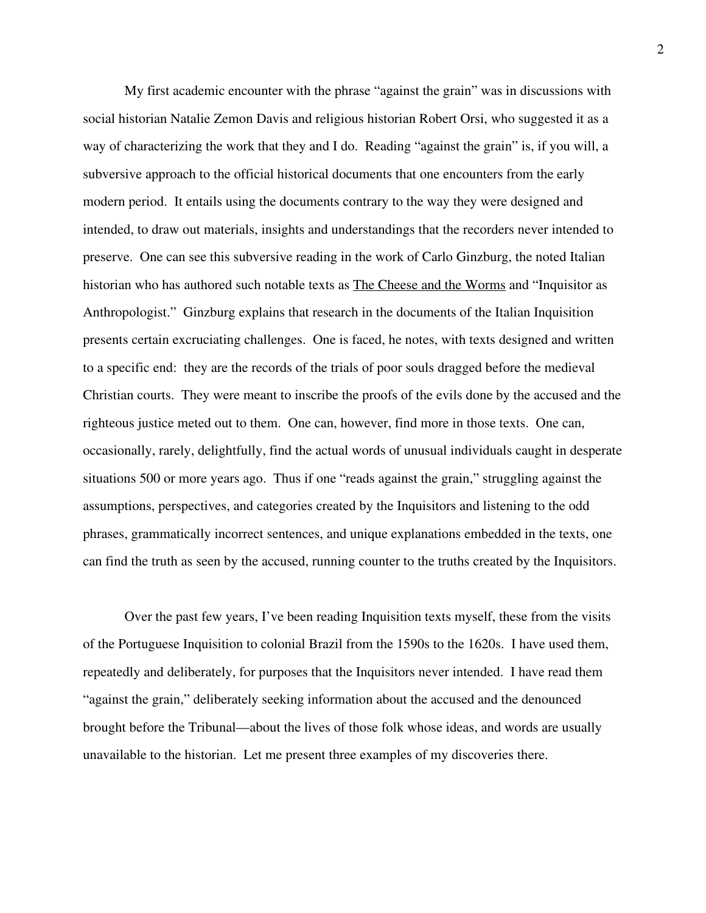My first academic encounter with the phrase "against the grain" was in discussions with social historian Natalie Zemon Davis and religious historian Robert Orsi, who suggested it as a way of characterizing the work that they and I do. Reading "against the grain" is, if you will, a subversive approach to the official historical documents that one encounters from the early modern period. It entails using the documents contrary to the way they were designed and intended, to draw out materials, insights and understandings that the recorders never intended to preserve. One can see this subversive reading in the work of Carlo Ginzburg, the noted Italian historian who has authored such notable texts as <u>The Cheese and the Worms</u> and "Inquisitor as Anthropologist." Ginzburg explains that research in the documents of the Italian Inquisition presents certain excruciating challenges. One is faced, he notes, with texts designed and written to a specific end: they are the records of the trials of poor souls dragged before the medieval Christian courts. They were meant to inscribe the proofs of the evils done by the accused and the righteous justice meted out to them. One can, however, find more in those texts. One can, occasionally, rarely, delightfully, find the actual words of unusual individuals caught in desperate situations 500 or more years ago. Thus if one "reads against the grain," struggling against the assumptions, perspectives, and categories created by the Inquisitors and listening to the odd phrases, grammatically incorrect sentences, and unique explanations embedded in the texts, one can find the truth as seen by the accused, running counter to the truths created by the Inquisitors.

Over the past few years, I've been reading Inquisition texts myself, these from the visits of the Portuguese Inquisition to colonial Brazil from the 1590s to the 1620s. I have used them, repeatedly and deliberately, for purposes that the Inquisitors never intended. I have read them "against the grain," deliberately seeking information about the accused and the denounced brought before the Tribunal—about the lives of those folk whose ideas, and words are usually unavailable to the historian. Let me present three examples of my discoveries there.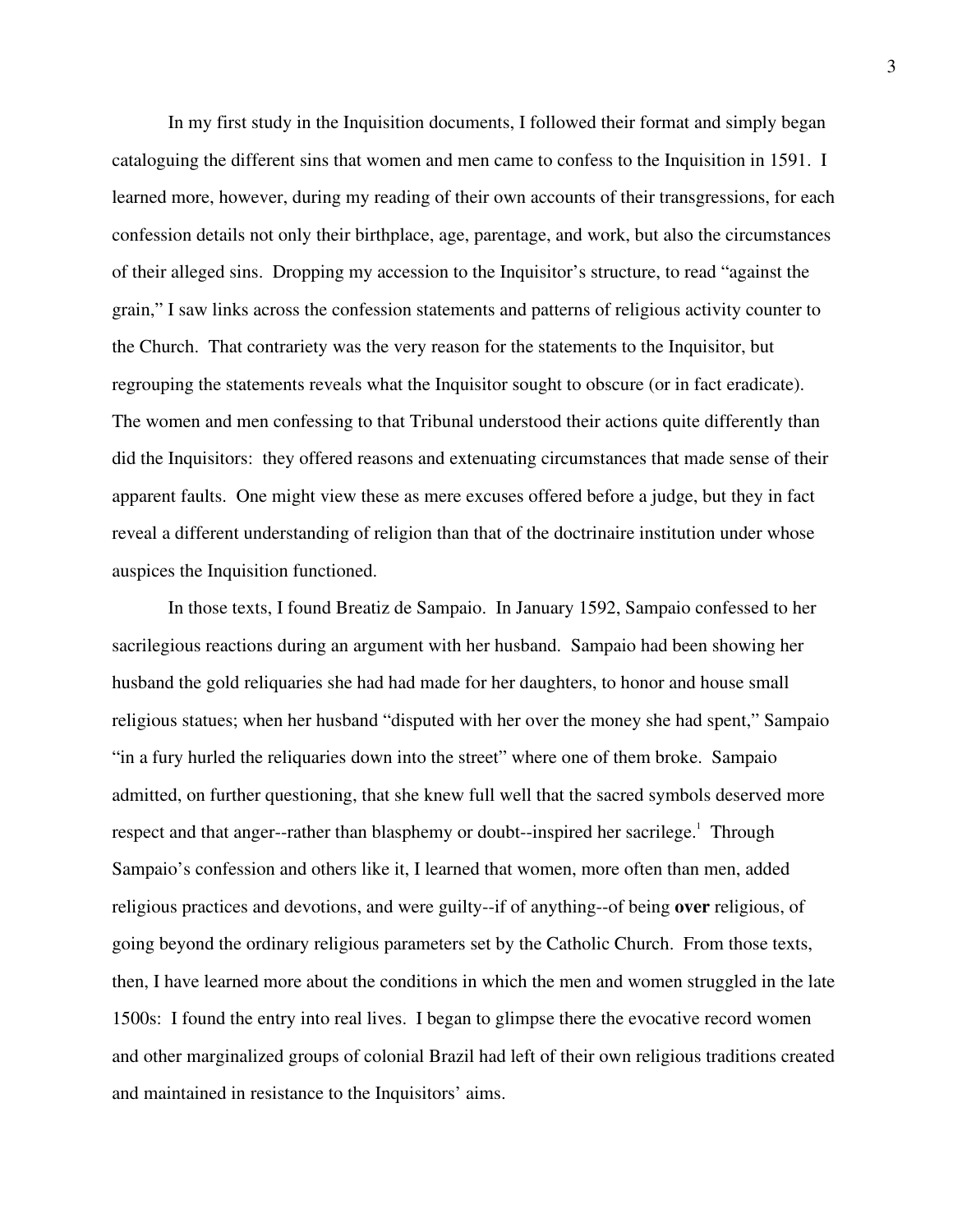In my first study in the Inquisition documents, I followed their format and simply began cataloguing the different sins that women and men came to confess to the Inquisition in 1591. I learned more, however, during my reading of their own accounts of their transgressions, for each confession details not only their birthplace, age, parentage, and work, but also the circumstances of their alleged sins. Dropping my accession to the Inquisitor's structure, to read "against the grain," I saw links across the confession statements and patterns of religious activity counter to the Church. That contrariety was the very reason for the statements to the Inquisitor, but regrouping the statements reveals what the Inquisitor sought to obscure (or in fact eradicate). The women and men confessing to that Tribunal understood their actions quite differently than did the Inquisitors: they offered reasons and extenuating circumstances that made sense of their apparent faults. One might view these as mere excuses offered before a judge, but they in fact reveal a different understanding of religion than that of the doctrinaire institution under whose auspices the Inquisition functioned.

In those texts, I found Breatiz de Sampaio. In January 1592, Sampaio confessed to her sacrilegious reactions during an argument with her husband. Sampaio had been showing her husband the gold reliquaries she had had made for her daughters, to honor and house small religious statues; when her husband "disputed with her over the money she had spent," Sampaio "in a fury hurled the reliquaries down into the street" where one of them broke. Sampaio admitted, on further questioning, that she knew full well that the sacred symbols deserved more respect and that anger--rather than blasphemy or doubt--inspired her sacrilege.[1] Through Sampaio's confession and others like it, I learned that women, more often than men, added religious practices and devotions, and were guilty--if of anything--of being **over** religious, of going beyond the ordinary religious parameters set by the Catholic Church. From those texts, then, I have learned more about the conditions in which the men and women struggled in the late 1500s: I found the entry into real lives. I began to glimpse there the evocative record women and other marginalized groups of colonial Brazil had left of their own religious traditions created and maintained in resistance to the Inquisitors' aims.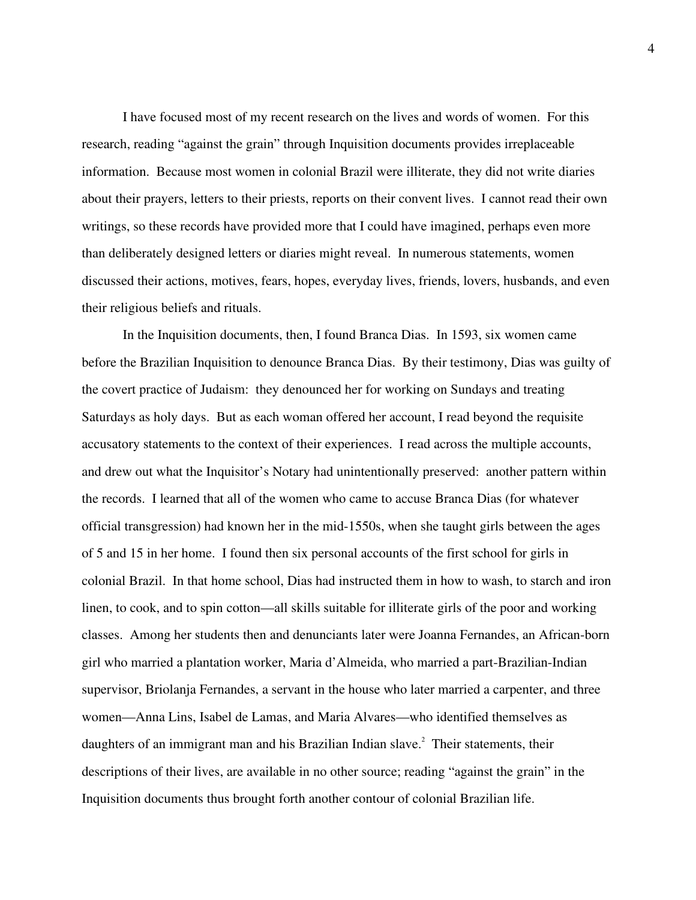I have focused most of my recent research on the lives and words of women. For this research, reading "against the grain" through Inquisition documents provides irreplaceable information. Because most women in colonial Brazil were illiterate, they did not write diaries about their prayers, letters to their priests, reports on their convent lives. I cannot read their own writings, so these records have provided more that I could have imagined, perhaps even more than deliberately designed letters or diaries might reveal. In numerous statements, women discussed their actions, motives, fears, hopes, everyday lives, friends, lovers, husbands, and even their religious beliefs and rituals.

In the Inquisition documents, then, I found Branca Dias. In 1593, six women came before the Brazilian Inquisition to denounce Branca Dias. By their testimony, Dias was guilty of the covert practice of Judaism: they denounced her for working on Sundays and treating Saturdays as holy days. But as each woman offered her account, I read beyond the requisite accusatory statements to the context of their experiences. I read across the multiple accounts, and drew out what the Inquisitor's Notary had unintentionally preserved: another pattern within the records. I learned that all of the women who came to accuse Branca Dias (for whatever official transgression) had known her in the mid-1550s, when she taught girls between the ages of 5 and 15 in her home. I found then six personal accounts of the first school for girls in colonial Brazil. In that home school, Dias had instructed them in how to wash, to starch and iron linen, to cook, and to spin cotton—all skills suitable for illiterate girls of the poor and working classes. Among her students then and denunciants later were Joanna Fernandes, an African-born girl who married a plantation worker, Maria d'Almeida, who married a part-Brazilian-Indian supervisor, Briolanja Fernandes, a servant in the house who later married a carpenter, and three women—Anna Lins, Isabel de Lamas, and Maria Alvares—who identified themselves as daughters of an immigrant man and his Brazilian Indian slave.[2] Their statements, their descriptions of their lives, are available in no other source; reading "against the grain" in the Inquisition documents thus brought forth another contour of colonial Brazilian life.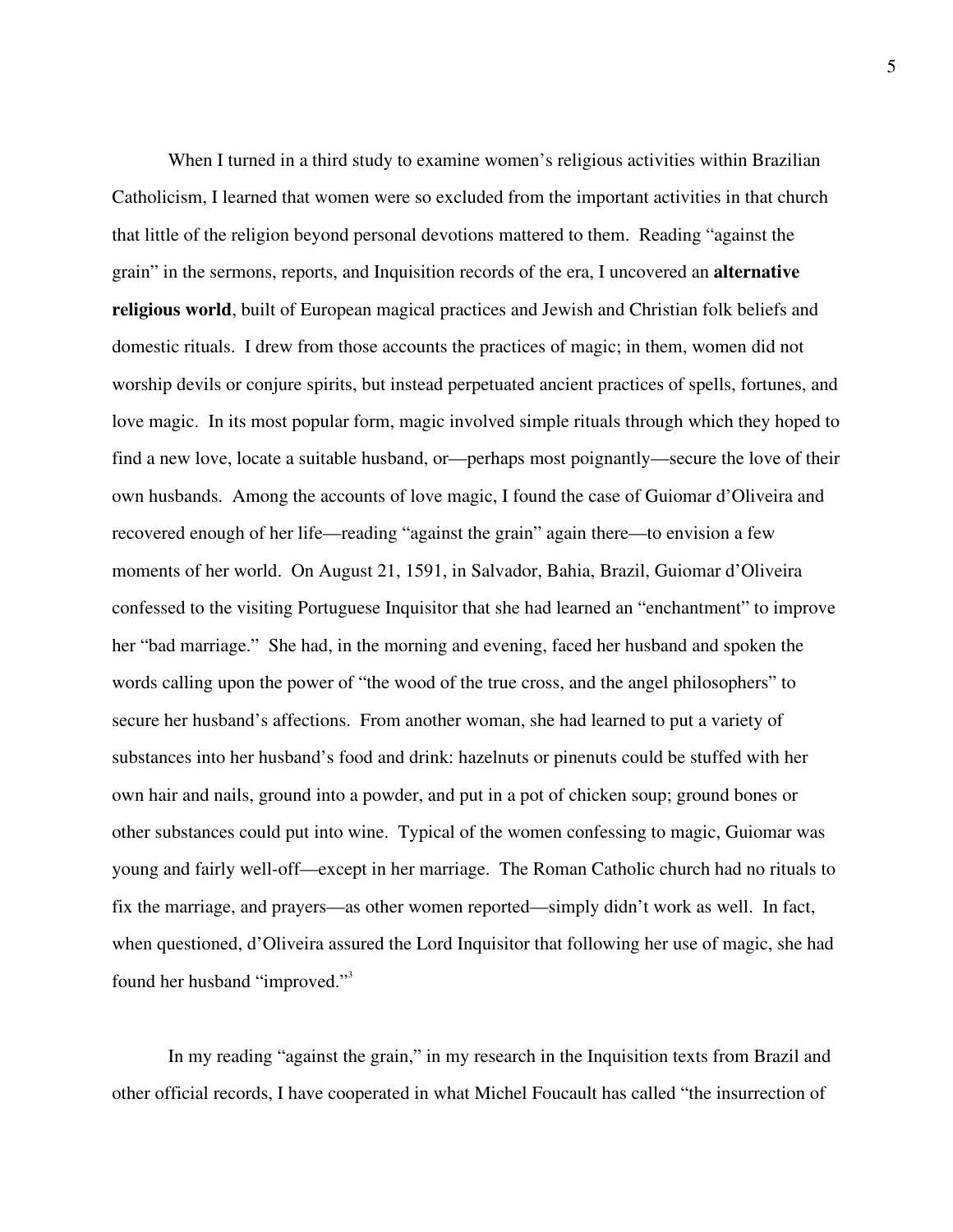When I turned in a third study to examine women's religious activities within Brazilian Catholicism, I learned that women were so excluded from the important activities in that church that little of the religion beyond personal devotions mattered to them. Reading "against the grain" in the sermons, reports, and Inquisition records of the era, I uncovered an **alternative religious world**, built of European magical practices and Jewish and Christian folk beliefs and domestic rituals. I drew from those accounts the practices of magic; in them, women did not worship devils or conjure spirits, but instead perpetuated ancient practices of spells, fortunes, and love magic. In its most popular form, magic involved simple rituals through which they hoped to find a new love, locate a suitable husband, or—perhaps most poignantly—secure the love of their own husbands. Among the accounts of love magic, I found the case of Guiomar d'Oliveira and recovered enough of her life—reading "against the grain" again there—to envision a few moments of her world. On August 21, 1591, in Salvador, Bahia, Brazil, Guiomar d'Oliveira confessed to the visiting Portuguese Inquisitor that she had learned an "enchantment" to improve her "bad marriage." She had, in the morning and evening, faced her husband and spoken the words calling upon the power of "the wood of the true cross, and the angel philosophers" to secure her husband's affections. From another woman, she had learned to put a variety of substances into her husband's food and drink: hazelnuts or pinenuts could be stuffed with her own hair and nails, ground into a powder, and put in a pot of chicken soup; ground bones or other substances could put into wine. Typical of the women confessing to magic, Guiomar was young and fairly well-off—except in her marriage. The Roman Catholic church had no rituals to fix the marriage, and prayers—as other women reported—simply didn't work as well. In fact, when questioned, d'Oliveira assured the Lord Inquisitor that following her use of magic, she had found her husband "improved."[3]

In my reading "against the grain," in my research in the Inquisition texts from Brazil and other official records, I have cooperated in what Michel Foucault has called "the insurrection of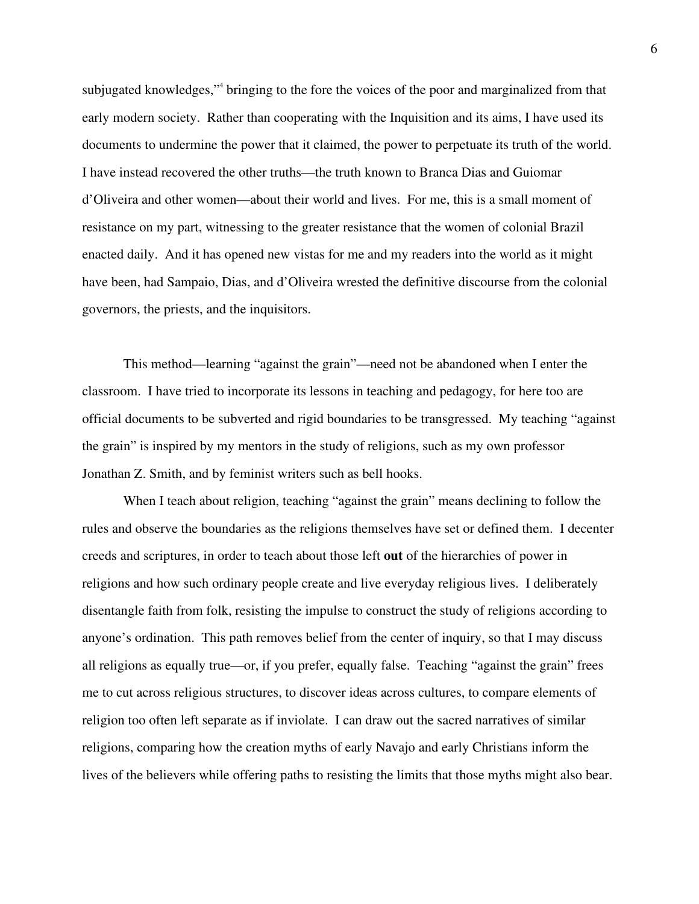subjugated knowledges,"[4] bringing to the fore the voices of the poor and marginalized from that early modern society. Rather than cooperating with the Inquisition and its aims, I have used its documents to undermine the power that it claimed, the power to perpetuate its truth of the world. I have instead recovered the other truths—the truth known to Branca Dias and Guiomar d'Oliveira and other women—about their world and lives. For me, this is a small moment of resistance on my part, witnessing to the greater resistance that the women of colonial Brazil enacted daily. And it has opened new vistas for me and my readers into the world as it might have been, had Sampaio, Dias, and d'Oliveira wrested the definitive discourse from the colonial governors, the priests, and the inquisitors.

This method—learning "against the grain"—need not be abandoned when I enter the classroom. I have tried to incorporate its lessons in teaching and pedagogy, for here too are official documents to be subverted and rigid boundaries to be transgressed. My teaching "against the grain" is inspired by my mentors in the study of religions, such as my own professor Jonathan Z. Smith, and by feminist writers such as bell hooks.

When I teach about religion, teaching "against the grain" means declining to follow the rules and observe the boundaries as the religions themselves have set or defined them. I decenter creeds and scriptures, in order to teach about those left **out** of the hierarchies of power in religions and how such ordinary people create and live everyday religious lives. I deliberately disentangle faith from folk, resisting the impulse to construct the study of religions according to anyone's ordination. This path removes belief from the center of inquiry, so that I may discuss all religions as equally true—or, if you prefer, equally false. Teaching "against the grain" frees me to cut across religious structures, to discover ideas across cultures, to compare elements of religion too often left separate as if inviolate. I can draw out the sacred narratives of similar religions, comparing how the creation myths of early Navajo and early Christians inform the lives of the believers while offering paths to resisting the limits that those myths might also bear.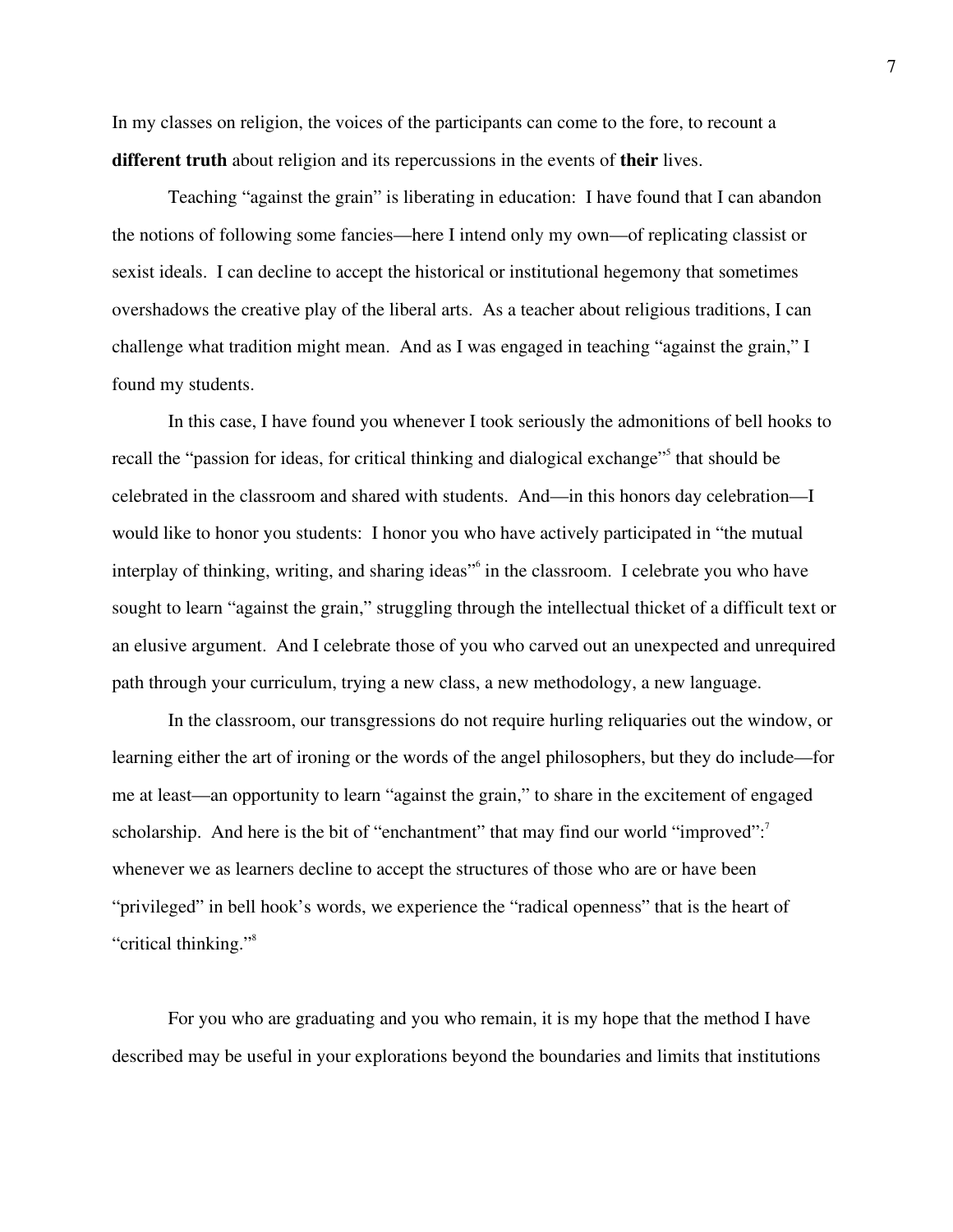In my classes on religion, the voices of the participants can come to the fore, to recount a **different truth** about religion and its repercussions in the events of **their** lives.

Teaching "against the grain" is liberating in education: I have found that I can abandon the notions of following some fancies—here I intend only my own—of replicating classist or sexist ideals. I can decline to accept the historical or institutional hegemony that sometimes overshadows the creative play of the liberal arts. As a teacher about religious traditions, I can challenge what tradition might mean. And as I was engaged in teaching "against the grain," I found my students.

In this case, I have found you whenever I took seriously the admonitions of bell hooks to recall the "passion for ideas, for critical thinking and dialogical exchange"[5] that should be celebrated in the classroom and shared with students. And—in this honors day celebration—I would like to honor you students: I honor you who have actively participated in "the mutual interplay of thinking, writing, and sharing ideas"[6] in the classroom. I celebrate you who have sought to learn "against the grain," struggling through the intellectual thicket of a difficult text or an elusive argument. And I celebrate those of you who carved out an unexpected and unrequired path through your curriculum, trying a new class, a new methodology, a new language.

In the classroom, our transgressions do not require hurling reliquaries out the window, or learning either the art of ironing or the words of the angel philosophers, but they do include—for me at least—an opportunity to learn "against the grain," to share in the excitement of engaged scholarship. And here is the bit of "enchantment" that may find our world "improved":[7] whenever we as learners decline to accept the structures of those who are or have been "privileged" in bell hook's words, we experience the "radical openness" that is the heart of "critical thinking."[8]

For you who are graduating and you who remain, it is my hope that the method I have described may be useful in your explorations beyond the boundaries and limits that institutions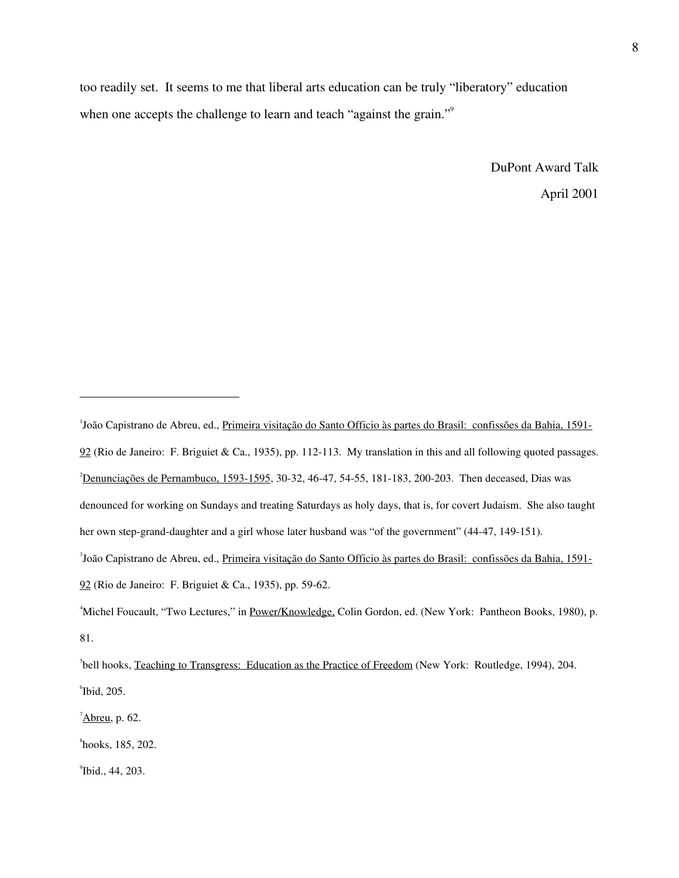too readily set. It seems to me that liberal arts education can be truly "liberatory" education when one accepts the challenge to learn and teach "against the grain."[9]

DuPont Award Talk

April 2001

---

[1]João Capistrano de Abreu, ed., Primeira visitação do Santo Officio às partes do Brasil: confissões da Bahia, 1591-92 (Rio de Janeiro: F. Briguiet & Ca., 1935), pp. 112-113. My translation in this and all following quoted passages.

[2]Denunciações de Pernambuco, 1593-1595, 30-32, 46-47, 54-55, 181-183, 200-203. Then deceased, Dias was denounced for working on Sundays and treating Saturdays as holy days, that is, for covert Judaism. She also taught her own step-grand-daughter and a girl whose later husband was "of the government" (44-47, 149-151).

[3]João Capistrano de Abreu, ed., Primeira visitação do Santo Officio às partes do Brasil: confissões da Bahia, 1591-92 (Rio de Janeiro: F. Briguiet & Ca., 1935), pp. 59-62.

[4]Michel Foucault, "Two Lectures," in Power/Knowledge, Colin Gordon, ed. (New York: Pantheon Books, 1980), p. 81.

[5]bell hooks, Teaching to Transgress: Education as the Practice of Freedom (New York: Routledge, 1994), 204.

[6]Ibid, 205.

[7]Abreu, p. 62.

[8]hooks, 185, 202.

[9]Ibid., 44, 203.